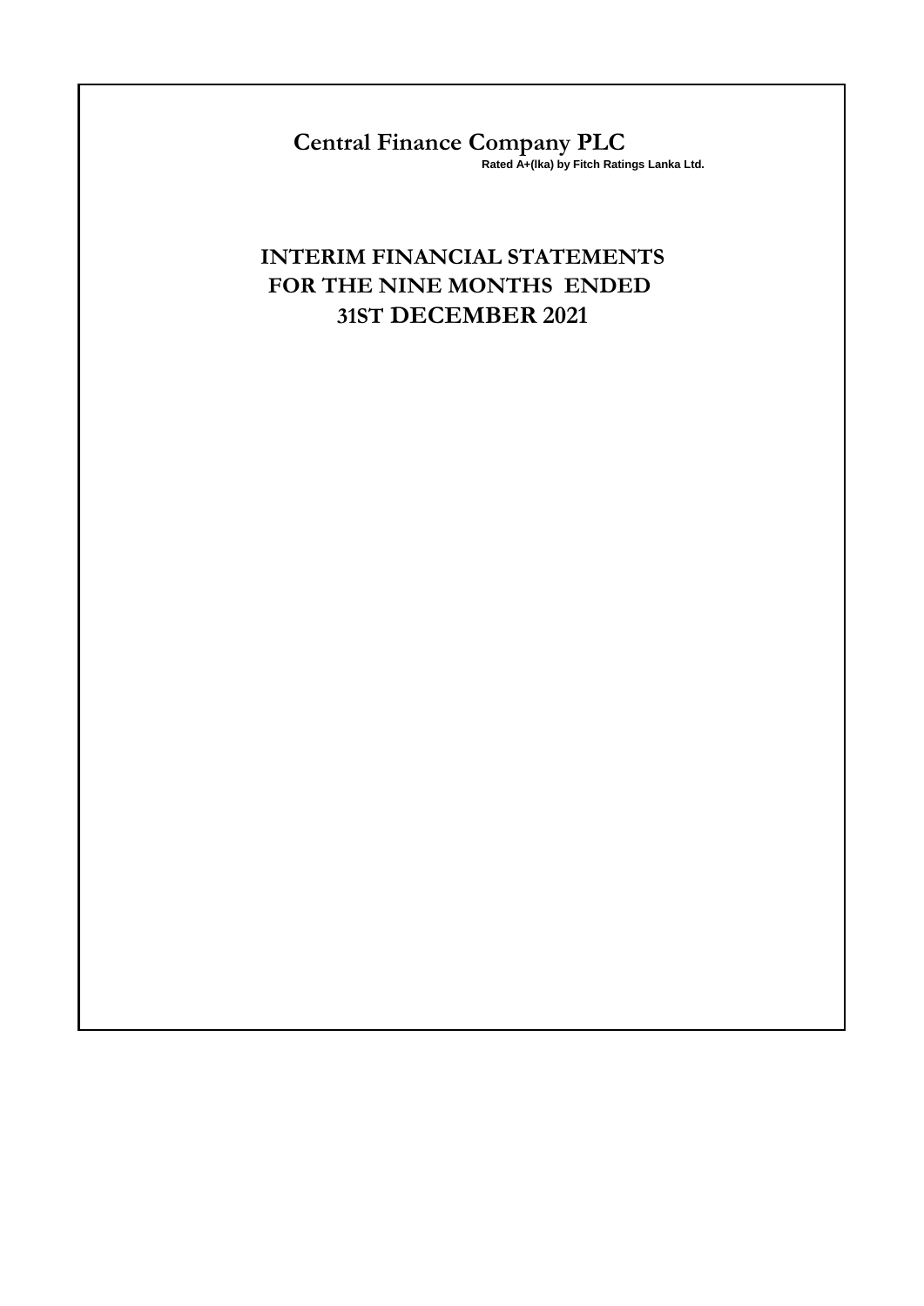# Central Finance Company PLC

**Rated A+(lka) by Fitch Ratings Lanka Ltd.**

## INTERIM FINANCIAL STATEMENTS FOR THE NINE MONTHS ENDED 31ST DECEMBER 2021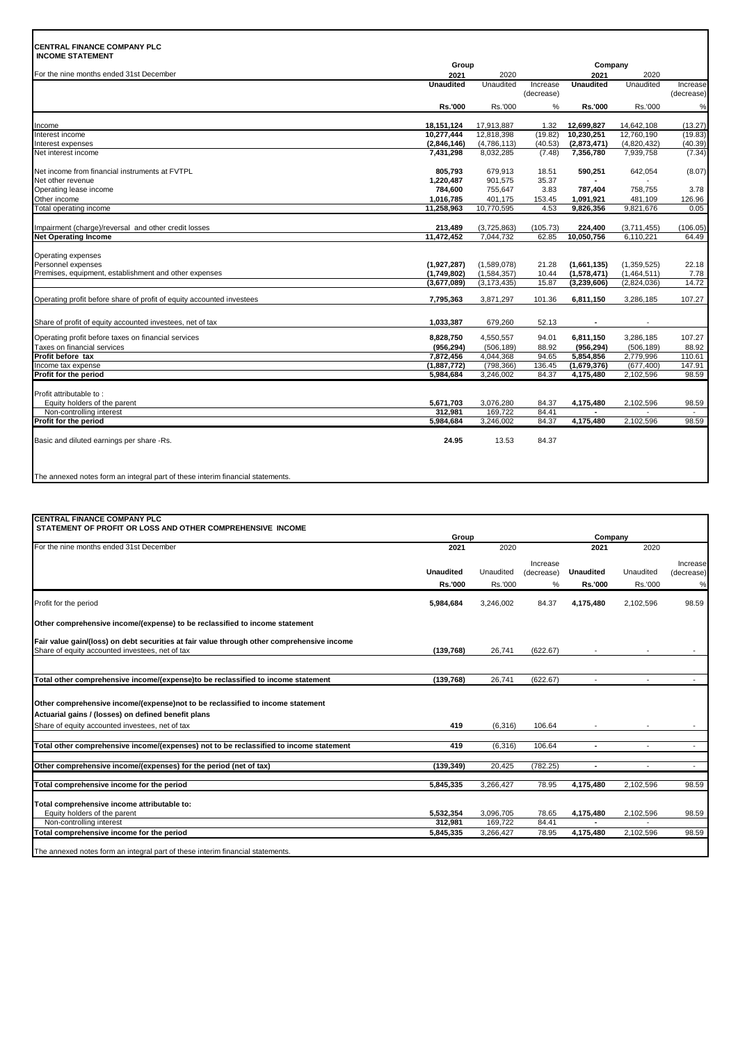**CENTRAL FINANCE COMPANY PLC**
**INCOME STATEMENT**

| For the nine months ended 31st December | Group 2021 | 2020 | | Company 2021 | 2020 | |
|---|---|---|---|---|---|---|
| | **Unaudited** | Unaudited | Increase (decrease) | **Unaudited** | Unaudited | Increase (decrease) |
| | **Rs.'000** | Rs.'000 | % | **Rs.'000** | Rs.'000 | % |
| Income | **18,151,124** | 17,913,887 | 1.32 | **12,699,827** | 14,642,108 | (13.27) |
| Interest income | **10,277,444** | 12,818,398 | (19.82) | **10,230,251** | 12,760,190 | (19.83) |
| Interest expenses | **(2,846,146)** | (4,786,113) | (40.53) | **(2,873,471)** | (4,820,432) | (40.39) |
| Net interest income | **7,431,298** | 8,032,285 | (7.48) | **7,356,780** | 7,939,758 | (7.34) |
| Net income from financial instruments at FVTPL | **805,793** | 679,913 | 18.51 | **590,251** | 642,054 | (8.07) |
| Net other revenue | **1,220,487** | 901,575 | 35.37 | **-** | - | |
| Operating lease income | **784,600** | 755,647 | 3.83 | **787,404** | 758,755 | 3.78 |
| Other income | **1,016,785** | 401,175 | 153.45 | **1,091,921** | 481,109 | 126.96 |
| Total operating income | **11,258,963** | 10,770,595 | 4.53 | **9,826,356** | 9,821,676 | 0.05 |
| Impairment (charge)/reversal and other credit losses | **213,489** | (3,725,863) | (105.73) | **224,400** | (3,711,455) | (106.05) |
| **Net Operating Income** | **11,472,452** | 7,044,732 | 62.85 | **10,050,756** | 6,110,221 | 64.49 |
| Operating expenses | | | | | | |
| Personnel expenses | **(1,927,287)** | (1,589,078) | 21.28 | **(1,661,135)** | (1,359,525) | 22.18 |
| Premises, equipment, establishment and other expenses | **(1,749,802)** | (1,584,357) | 10.44 | **(1,578,471)** | (1,464,511) | 7.78 |
| | **(3,677,089)** | (3,173,435) | 15.87 | **(3,239,606)** | (2,824,036) | 14.72 |
| Operating profit before share of profit of equity accounted investees | **7,795,363** | 3,871,297 | 101.36 | **6,811,150** | 3,286,185 | 107.27 |
| Share of profit of equity accounted investees, net of tax | **1,033,387** | 679,260 | 52.13 | **-** | - | |
| Operating profit before taxes on financial services | **8,828,750** | 4,550,557 | 94.01 | **6,811,150** | 3,286,185 | 107.27 |
| Taxes on financial services | **(956,294)** | (506,189) | 88.92 | **(956,294)** | (506,189) | 88.92 |
| **Profit before tax** | **7,872,456** | 4,044,368 | 94.65 | **5,854,856** | 2,779,996 | 110.61 |
| Income tax expense | **(1,887,772)** | (798,366) | 136.45 | **(1,679,376)** | (677,400) | 147.91 |
| **Profit for the period** | **5,984,684** | 3,246,002 | 84.37 | **4,175,480** | 2,102,596 | 98.59 |
| Profit attributable to : | | | | | | |
| Equity holders of the parent | **5,671,703** | 3,076,280 | 84.37 | **4,175,480** | 2,102,596 | 98.59 |
| Non-controlling interest | **312,981** | 169,722 | 84.41 | **-** | - | - |
| **Profit for the period** | **5,984,684** | 3,246,002 | 84.37 | **4,175,480** | 2,102,596 | 98.59 |
| Basic and diluted earnings per share -Rs. | **24.95** | 13.53 | 84.37 | | | |

The annexed notes form an integral part of these interim financial statements.

**CENTRAL FINANCE COMPANY PLC**
**STATEMENT OF PROFIT OR LOSS AND OTHER COMPREHENSIVE INCOME**

| For the nine months ended 31st December | Group 2021 | 2020 | | Company 2021 | 2020 | |
|---|---|---|---|---|---|---|
| | **Unaudited** | Unaudited | Increase (decrease) | **Unaudited** | Unaudited | Increase (decrease) |
| | **Rs.'000** | Rs.'000 | % | **Rs.'000** | Rs.'000 | % |
| Profit for the period | **5,984,684** | 3,246,002 | 84.37 | **4,175,480** | 2,102,596 | 98.59 |
| **Other comprehensive income/(expense) to be reclassified to income statement** | | | | | | |
| **Fair value gain/(loss) on debt securities at fair value through other comprehensive income** | | | | | | |
| Share of equity accounted investees, net of tax | **(139,768)** | 26,741 | (622.67) | - | - | - |
| **Total other comprehensive income/(expense)to be reclassified to income statement** | **(139,768)** | 26,741 | (622.67) | - | - | - |
| **Other comprehensive income/(expense)not to be reclassified to income statement** | | | | | | |
| **Actuarial gains / (losses) on defined benefit plans** | | | | | | |
| Share of equity accounted investees, net of tax | **419** | (6,316) | 106.64 | - | - | - |
| **Total other comprehensive income/(expenses) not to be reclassified to income statement** | **419** | (6,316) | 106.64 | **-** | - | - |
| **Other comprehensive income/(expenses) for the period (net of tax)** | **(139,349)** | 20,425 | (782.25) | **-** | - | - |
| **Total comprehensive income for the period** | **5,845,335** | 3,266,427 | 78.95 | **4,175,480** | 2,102,596 | 98.59 |
| **Total comprehensive income attributable to:** | | | | | | |
| Equity holders of the parent | **5,532,354** | 3,096,705 | 78.65 | **4,175,480** | 2,102,596 | 98.59 |
| Non-controlling interest | **312,981** | 169,722 | 84.41 | **-** | - | |
| **Total comprehensive income for the period** | **5,845,335** | 3,266,427 | 78.95 | **4,175,480** | 2,102,596 | 98.59 |

The annexed notes form an integral part of these interim financial statements.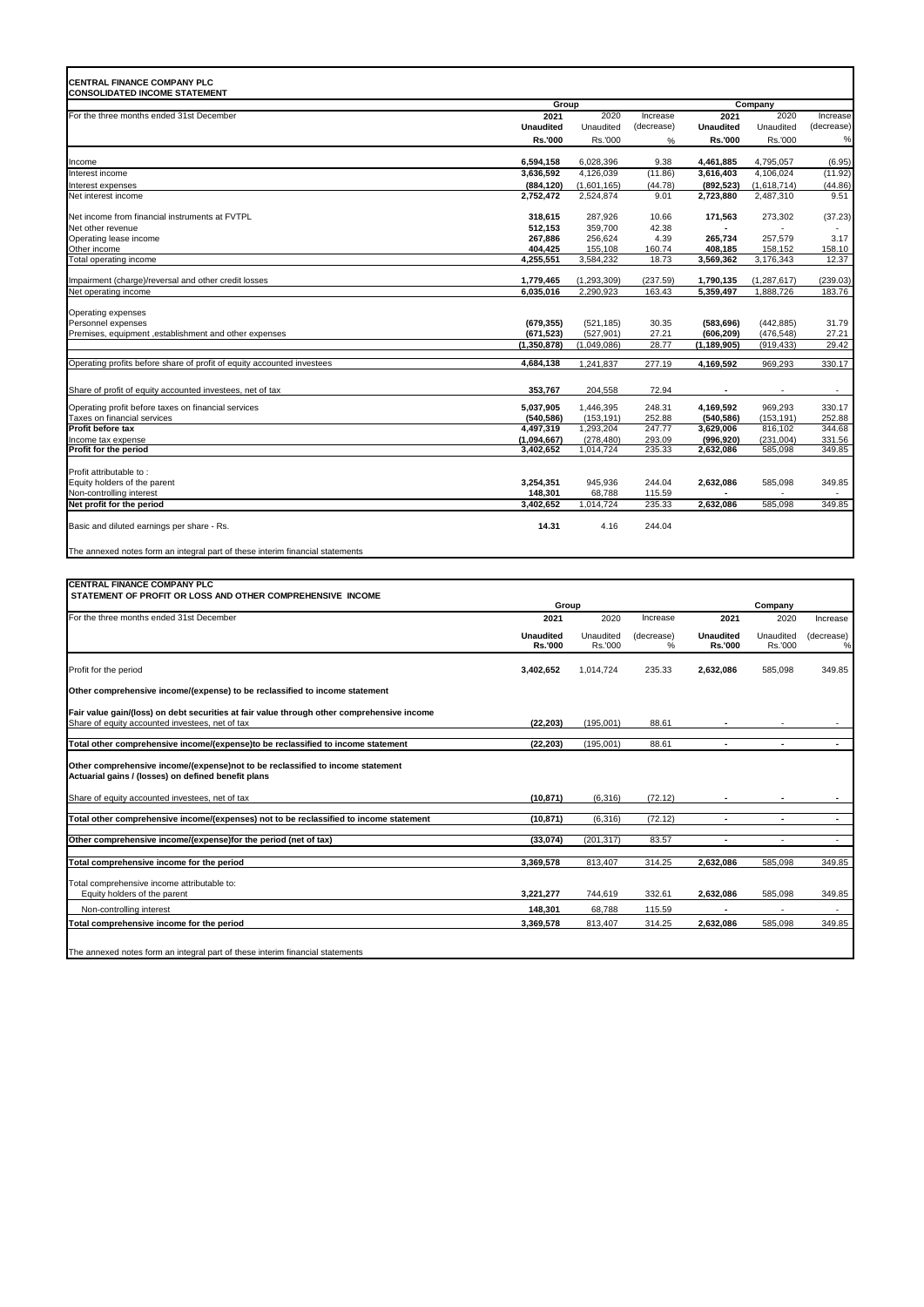**CENTRAL FINANCE COMPANY PLC**
**CONSOLIDATED INCOME STATEMENT**

| For the three months ended 31st December | Group | | | Company | | |
|---|---|---|---|---|---|---|
| | **2021** | 2020 | Increase | **2021** | 2020 | Increase |
| | **Unaudited** | Unaudited | (decrease) | **Unaudited** | Unaudited | (decrease) |
| | **Rs.'000** | Rs.'000 | % | **Rs.'000** | Rs.'000 | % |
| Income | **6,594,158** | 6,028,396 | 9.38 | **4,461,885** | 4,795,057 | (6.95) |
| Interest income | **3,636,592** | 4,126,039 | (11.86) | **3,616,403** | 4,106,024 | (11.92) |
| Interest expenses | **(884,120)** | (1,601,165) | (44.78) | **(892,523)** | (1,618,714) | (44.86) |
| Net interest income | **2,752,472** | 2,524,874 | 9.01 | **2,723,880** | 2,487,310 | 9.51 |
| Net income from financial instruments at FVTPL | **318,615** | 287,926 | 10.66 | **171,563** | 273,302 | (37.23) |
| Net other revenue | **512,153** | 359,700 | 42.38 | **-** | - | - |
| Operating lease income | **267,886** | 256,624 | 4.39 | **265,734** | 257,579 | 3.17 |
| Other income | **404,425** | 155,108 | 160.74 | **408,185** | 158,152 | 158.10 |
| Total operating income | **4,255,551** | 3,584,232 | 18.73 | **3,569,362** | 3,176,343 | 12.37 |
| Impairment (charge)/reversal and other credit losses | **1,779,465** | (1,293,309) | (237.59) | **1,790,135** | (1,287,617) | (239.03) |
| Net operating income | **6,035,016** | 2,290,923 | 163.43 | **5,359,497** | 1,888,726 | 183.76 |
| Operating expenses | | | | | | |
| Personnel expenses | **(679,355)** | (521,185) | 30.35 | **(583,696)** | (442,885) | 31.79 |
| Premises, equipment ,establishment and other expenses | **(671,523)** | (527,901) | 27.21 | **(606,209)** | (476,548) | 27.21 |
| | **(1,350,878)** | (1,049,086) | 28.77 | **(1,189,905)** | (919,433) | 29.42 |
| Operating profits before share of profit of equity accounted investees | **4,684,138** | 1,241,837 | 277.19 | **4,169,592** | 969,293 | 330.17 |
| Share of profit of equity accounted investees, net of tax | **353,767** | 204,558 | 72.94 | **-** | - | - |
| Operating profit before taxes on financial services | **5,037,905** | 1,446,395 | 248.31 | **4,169,592** | 969,293 | 330.17 |
| Taxes on financial services | **(540,586)** | (153,191) | 252.88 | **(540,586)** | (153,191) | 252.88 |
| **Profit before tax** | **4,497,319** | 1,293,204 | 247.77 | **3,629,006** | 816,102 | 344.68 |
| Income tax expense | **(1,094,667)** | (278,480) | 293.09 | **(996,920)** | (231,004) | 331.56 |
| **Profit for the period** | **3,402,652** | 1,014,724 | 235.33 | **2,632,086** | 585,098 | 349.85 |
| Profit attributable to : | | | | | | |
| Equity holders of the parent | **3,254,351** | 945,936 | 244.04 | **2,632,086** | 585,098 | 349.85 |
| Non-controlling interest | **148,301** | 68,788 | 115.59 | **-** | - | - |
| **Net profit for the period** | **3,402,652** | 1,014,724 | 235.33 | **2,632,086** | 585,098 | 349.85 |
| Basic and diluted earnings per share - Rs. | **14.31** | 4.16 | 244.04 | | | |

The annexed notes form an integral part of these interim financial statements

**CENTRAL FINANCE COMPANY PLC**
**STATEMENT OF PROFIT OR LOSS AND OTHER COMPREHENSIVE INCOME**

| For the three months ended 31st December | Group | | | Company | | |
|---|---|---|---|---|---|---|
| | **2021** | 2020 | Increase | **2021** | 2020 | Increase |
| | **Unaudited Rs.'000** | Unaudited Rs.'000 | (decrease) % | **Unaudited Rs.'000** | Unaudited Rs.'000 | (decrease) % |
| Profit for the period | **3,402,652** | 1,014,724 | 235.33 | **2,632,086** | 585,098 | 349.85 |
| **Other comprehensive income/(expense) to be reclassified to income statement** | | | | | | |
| **Fair value gain/(loss) on debt securities at fair value through other comprehensive income** | | | | | | |
| Share of equity accounted investees, net of tax | **(22,203)** | (195,001) | 88.61 | **-** | - | - |
| **Total other comprehensive income/(expense)to be reclassified to income statement** | **(22,203)** | (195,001) | 88.61 | **-** | **-** | **-** |
| **Other comprehensive income/(expense)not to be reclassified to income statement** | | | | | | |
| **Actuarial gains / (losses) on defined benefit plans** | | | | | | |
| Share of equity accounted investees, net of tax | **(10,871)** | (6,316) | (72.12) | **-** | **-** | **-** |
| **Total other comprehensive income/(expenses) not to be reclassified to income statement** | **(10,871)** | (6,316) | (72.12) | **-** | **-** | **-** |
| **Other comprehensive income/(expense)for the period (net of tax)** | **(33,074)** | (201,317) | 83.57 | **-** | - | - |
| **Total comprehensive income for the period** | **3,369,578** | 813,407 | 314.25 | **2,632,086** | 585,098 | 349.85 |
| Total comprehensive income attributable to: | | | | | | |
| Equity holders of the parent | **3,221,277** | 744,619 | 332.61 | **2,632,086** | 585,098 | 349.85 |
| Non-controlling interest | **148,301** | 68,788 | 115.59 | **-** | - | - |
| **Total comprehensive income for the period** | **3,369,578** | 813,407 | 314.25 | **2,632,086** | 585,098 | 349.85 |

The annexed notes form an integral part of these interim financial statements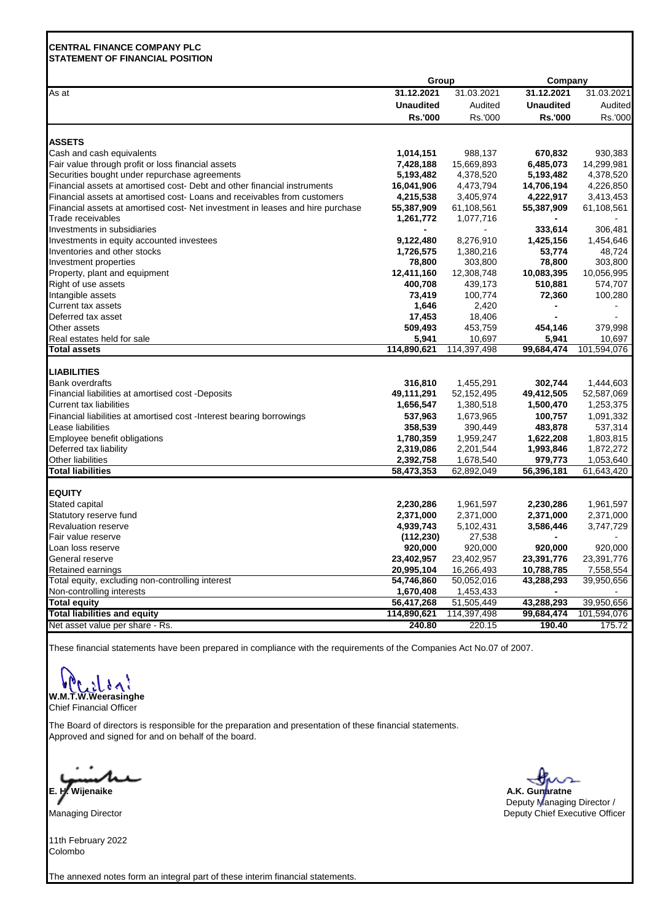**CENTRAL FINANCE COMPANY PLC**
**STATEMENT OF FINANCIAL POSITION**

| | Group | | Company | |
|---|---|---|---|---|
| As at | **31.12.2021** | 31.03.2021 | **31.12.2021** | 31.03.2021 |
| | **Unaudited** | Audited | **Unaudited** | Audited |
| | **Rs.'000** | Rs.'000 | **Rs.'000** | Rs.'000 |
| **ASSETS** | | | | |
| Cash and cash equivalents | **1,014,151** | 988,137 | **670,832** | 930,383 |
| Fair value through profit or loss financial assets | **7,428,188** | 15,669,893 | **6,485,073** | 14,299,981 |
| Securities bought under repurchase agreements | **5,193,482** | 4,378,520 | **5,193,482** | 4,378,520 |
| Financial assets at amortised cost- Debt and other financial instruments | **16,041,906** | 4,473,794 | **14,706,194** | 4,226,850 |
| Financial assets at amortised cost- Loans and receivables from customers | **4,215,538** | 3,405,974 | **4,222,917** | 3,413,453 |
| Financial assets at amortised cost- Net investment in leases and hire purchase | **55,387,909** | 61,108,561 | **55,387,909** | 61,108,561 |
| Trade receivables | **1,261,772** | 1,077,716 | **-** | - |
| Investments in subsidiaries | **-** | - | **333,614** | 306,481 |
| Investments in equity accounted investees | **9,122,480** | 8,276,910 | **1,425,156** | 1,454,646 |
| Inventories and other stocks | **1,726,575** | 1,380,216 | **53,774** | 48,724 |
| Investment properties | **78,800** | 303,800 | **78,800** | 303,800 |
| Property, plant and equipment | **12,411,160** | 12,308,748 | **10,083,395** | 10,056,995 |
| Right of use assets | **400,708** | 439,173 | **510,881** | 574,707 |
| Intangible assets | **73,419** | 100,774 | **72,360** | 100,280 |
| Current tax assets | **1,646** | 2,420 | **-** | - |
| Deferred tax asset | **17,453** | 18,406 | **-** | - |
| Other assets | **509,493** | 453,759 | **454,146** | 379,998 |
| Real estates held for sale | **5,941** | 10,697 | **5,941** | 10,697 |
| **Total assets** | **114,890,621** | 114,397,498 | **99,684,474** | 101,594,076 |
| **LIABILITIES** | | | | |
| Bank overdrafts | **316,810** | 1,455,291 | **302,744** | 1,444,603 |
| Financial liabilities at amortised cost -Deposits | **49,111,291** | 52,152,495 | **49,412,505** | 52,587,069 |
| Current tax liabilities | **1,656,547** | 1,380,518 | **1,500,470** | 1,253,375 |
| Financial liabilities at amortised cost -Interest bearing borrowings | **537,963** | 1,673,965 | **100,757** | 1,091,332 |
| Lease liabilities | **358,539** | 390,449 | **483,878** | 537,314 |
| Employee benefit obligations | **1,780,359** | 1,959,247 | **1,622,208** | 1,803,815 |
| Deferred tax liability | **2,319,086** | 2,201,544 | **1,993,846** | 1,872,272 |
| Other liabilities | **2,392,758** | 1,678,540 | **979,773** | 1,053,640 |
| **Total liabilities** | **58,473,353** | 62,892,049 | **56,396,181** | 61,643,420 |
| **EQUITY** | | | | |
| Stated capital | **2,230,286** | 1,961,597 | **2,230,286** | 1,961,597 |
| Statutory reserve fund | **2,371,000** | 2,371,000 | **2,371,000** | 2,371,000 |
| Revaluation reserve | **4,939,743** | 5,102,431 | **3,586,446** | 3,747,729 |
| Fair value reserve | **(112,230)** | 27,538 | **-** | - |
| Loan loss reserve | **920,000** | 920,000 | **920,000** | 920,000 |
| General reserve | **23,402,957** | 23,402,957 | **23,391,776** | 23,391,776 |
| Retained earnings | **20,995,104** | 16,266,493 | **10,788,785** | 7,558,554 |
| Total equity, excluding non-controlling interest | **54,746,860** | 50,052,016 | **43,288,293** | 39,950,656 |
| Non-controlling interests | **1,670,408** | 1,453,433 | **-** | - |
| **Total equity** | **56,417,268** | 51,505,449 | **43,288,293** | 39,950,656 |
| **Total liabilities and equity** | **114,890,621** | 114,397,498 | **99,684,474** | 101,594,076 |
| Net asset value per share - Rs. | **240.80** | 220.15 | **190.40** | 175.72 |

These financial statements have been prepared in compliance with the requirements of the Companies Act No.07 of 2007.

**W.M.T.W.Weerasinghe**
Chief Financial Officer

The Board of directors is responsible for the preparation and presentation of these financial statements.
Approved and signed for and on behalf of the board.

**E. H. Wijenaike**
Managing Director

**A.K. Gunaratne**
Deputy Managing Director /
Deputy Chief Executive Officer

11th February 2022
Colombo

The annexed notes form an integral part of these interim financial statements.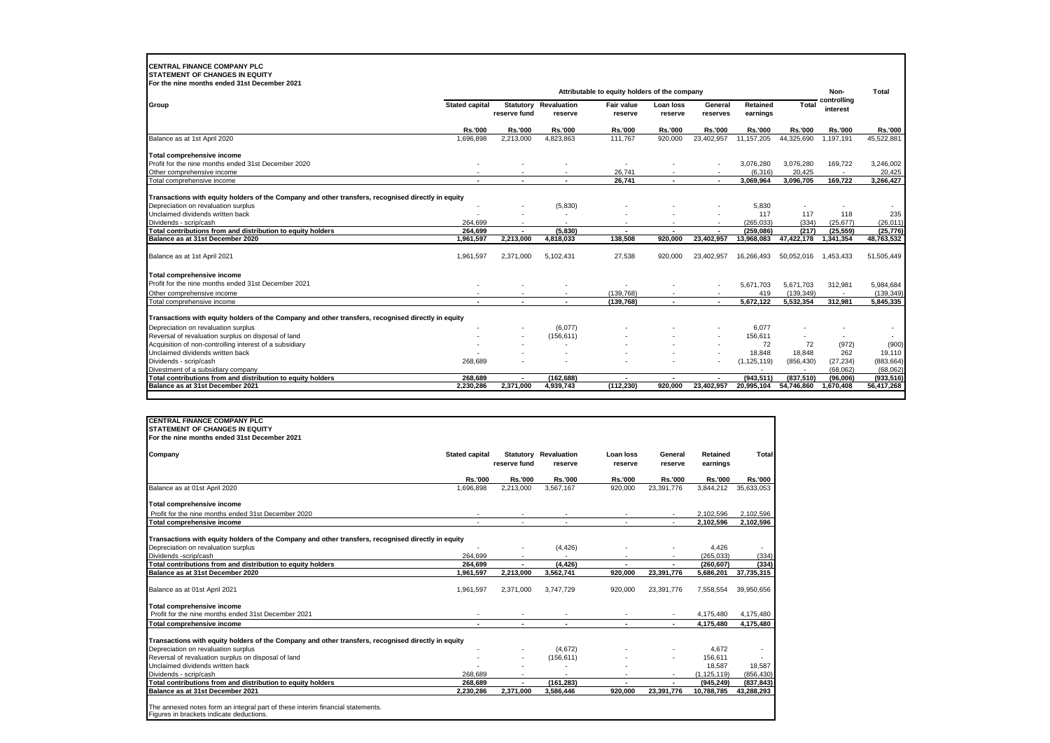**CENTRAL FINANCE COMPANY PLC**
**STATEMENT OF CHANGES IN EQUITY**
**For the nine months ended 31st December 2021**

| Group | Attributable to equity holders of the company | | | | | | | | Non-controlling interest | Total |
|---|---|---|---|---|---|---|---|---|---|---|
| | Stated capital | Statutory reserve fund | Revaluation reserve | Fair value reserve | Loan loss reserve | General reserves | Retained earnings | Total | | |
| | Rs.'000 | Rs.'000 | Rs.'000 | Rs.'000 | Rs.'000 | Rs.'000 | Rs.'000 | Rs.'000 | Rs.'000 | Rs.'000 |
| Balance as at 1st April 2020 | 1,696,898 | 2,213,000 | 4,823,863 | 111,767 | 920,000 | 23,402,957 | 11,157,205 | 44,325,690 | 1,197,191 | 45,522,881 |
| **Total comprehensive income** | | | | | | | | | | |
| Profit for the nine months ended 31st December 2020 | - | - | - | - | - | - | 3,076,280 | 3,076,280 | 169,722 | 3,246,002 |
| Other comprehensive income | - | - | - | 26,741 | - | - | (6,316) | 20,425 | - | 20,425 |
| Total comprehensive income | - | - | - | 26,741 | - | - | 3,069,964 | 3,096,705 | 169,722 | 3,266,427 |
| **Transactions with equity holders of the Company and other transfers, recognised directly in equity** | | | | | | | | | | |
| Depreciation on revaluation surplus | - | - | (5,830) | - | - | - | 5,830 | - | - | - |
| Unclaimed dividends written back | - | - | - | - | - | - | 117 | 117 | 118 | 235 |
| Dividends - scrip/cash | 264,699 | - | - | - | - | - | (265,033) | (334) | (25,677) | (26,011) |
| **Total contributions from and distribution to equity holders** | **264,699** | **-** | **(5,830)** | **-** | **-** | **-** | **(259,086)** | **(217)** | **(25,559)** | **(25,776)** |
| **Balance as at 31st December 2020** | **1,961,597** | **2,213,000** | **4,818,033** | **138,508** | **920,000** | **23,402,957** | **13,968,083** | **47,422,178** | **1,341,354** | **48,763,532** |
| Balance as at 1st April 2021 | 1,961,597 | 2,371,000 | 5,102,431 | 27,538 | 920,000 | 23,402,957 | 16,266,493 | 50,052,016 | 1,453,433 | 51,505,449 |
| **Total comprehensive income** | | | | | | | | | | |
| Profit for the nine months ended 31st December 2021 | - | - | - | - | - | - | 5,671,703 | 5,671,703 | 312,981 | 5,984,684 |
| Other comprehensive income | - | - | - | (139,768) | - | - | 419 | (139,349) | - | (139,349) |
| Total comprehensive income | - | - | - | (139,768) | - | - | 5,672,122 | 5,532,354 | 312,981 | 5,845,335 |
| **Transactions with equity holders of the Company and other transfers, recognised directly in equity** | | | | | | | | | | |
| Depreciation on revaluation surplus | - | - | (6,077) | - | - | - | 6,077 | - | - | - |
| Reversal of revaluation surplus on disposal of land | - | - | (156,611) | - | - | - | 156,611 | - | - | - |
| Acquisition of non-controlling interest of a subsidiary | - | - | - | - | - | - | 72 | 72 | (972) | (900) |
| Unclaimed dividends written back | - | - | - | - | - | - | 18,848 | 18,848 | 262 | 19,110 |
| Dividends - scrip/cash | 268,689 | - | - | - | - | - | (1,125,119) | (856,430) | (27,234) | (883,664) |
| Divestment of a subsidiary company | | | | | | | - | - | (68,062) | (68,062) |
| **Total contributions from and distribution to equity holders** | **268,689** | **-** | **(162,688)** | **-** | **-** | **-** | **(943,511)** | **(837,510)** | **(96,006)** | **(933,516)** |
| **Balance as at 31st December 2021** | **2,230,286** | **2,371,000** | **4,939,743** | **(112,230)** | **920,000** | **23,402,957** | **20,995,104** | **54,746,860** | **1,670,408** | **56,417,268** |

**CENTRAL FINANCE COMPANY PLC**
**STATEMENT OF CHANGES IN EQUITY**
**For the nine months ended 31st December 2021**

| Company | Stated capital | Statutory reserve fund | Revaluation reserve | Loan loss reserve | General reserve | Retained earnings | Total |
|---|---|---|---|---|---|---|---|
| | Rs.'000 | Rs.'000 | Rs.'000 | Rs.'000 | Rs.'000 | Rs.'000 | Rs.'000 |
| Balance as at 01st April 2020 | 1,696,898 | 2,213,000 | 3,567,167 | 920,000 | 23,391,776 | 3,844,212 | 35,633,053 |
| **Total comprehensive income** | | | | | | | |
| Profit for the nine months ended 31st December 2020 | - | - | - | - | - | 2,102,596 | 2,102,596 |
| **Total comprehensive income** | **-** | **-** | **-** | **-** | **-** | **2,102,596** | **2,102,596** |
| **Transactions with equity holders of the Company and other transfers, recognised directly in equity** | | | | | | | |
| Depreciation on revaluation surplus | - | - | (4,426) | - | - | 4,426 | - |
| Dividends -scrip/cash | 264,699 | - | - | - | - | (265,033) | (334) |
| **Total contributions from and distribution to equity holders** | **264,699** | **-** | **(4,426)** | **-** | **-** | **(260,607)** | **(334)** |
| **Balance as at 31st December 2020** | **1,961,597** | **2,213,000** | **3,562,741** | **920,000** | **23,391,776** | **5,686,201** | **37,735,315** |
| Balance as at 01st April 2021 | 1,961,597 | 2,371,000 | 3,747,729 | 920,000 | 23,391,776 | 7,558,554 | 39,950,656 |
| **Total comprehensive income** | | | | | | | |
| Profit for the nine months ended 31st December 2021 | - | - | - | - | - | 4,175,480 | 4,175,480 |
| **Total comprehensive income** | **-** | **-** | **-** | **-** | **-** | **4,175,480** | **4,175,480** |
| **Transactions with equity holders of the Company and other transfers, recognised directly in equity** | | | | | | | |
| Depreciation on revaluation surplus | - | - | (4,672) | - | - | 4,672 | - |
| Reversal of revaluation surplus on disposal of land | - | - | (156,611) | - | - | 156,611 | - |
| Unclaimed dividends written back | - | - | - | - | - | 18,587 | 18,587 |
| Dividends - scrip/cash | 268,689 | - | - | - | - | (1,125,119) | (856,430) |
| **Total contributions from and distribution to equity holders** | **268,689** | **-** | **(161,283)** | **-** | **-** | **(945,249)** | **(837,843)** |
| **Balance as at 31st December 2021** | **2,230,286** | **2,371,000** | **3,586,446** | **920,000** | **23,391,776** | **10,788,785** | **43,288,293** |

The annexed notes form an integral part of these interim financial statements.
Figures in brackets indicate deductions.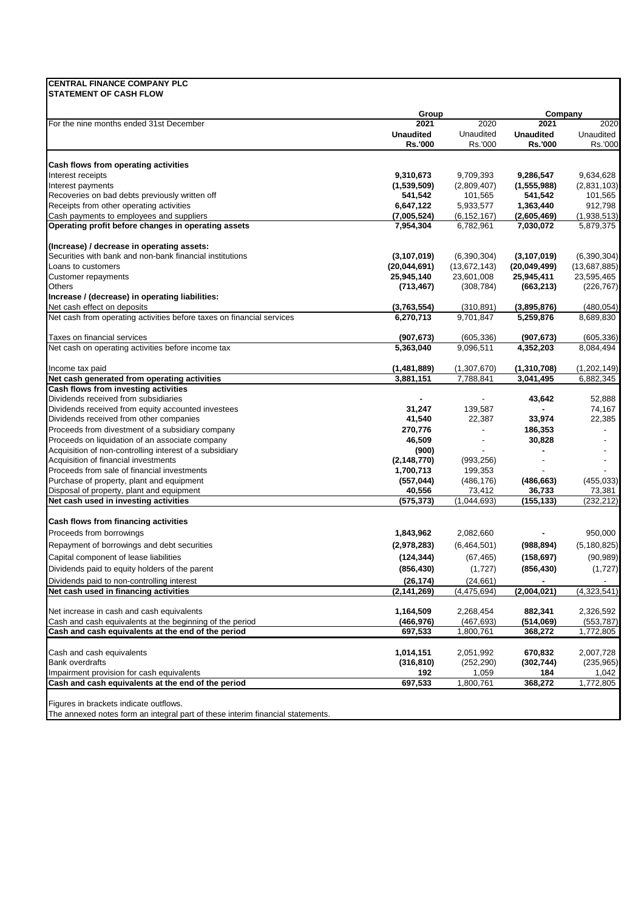**CENTRAL FINANCE COMPANY PLC**
**STATEMENT OF CASH FLOW**

| | Group | | Company | |
|---|---|---|---|---|
| For the nine months ended 31st December | **2021** | 2020 | **2021** | 2020 |
| | **Unaudited** | Unaudited | **Unaudited** | Unaudited |
| | **Rs.'000** | Rs.'000 | **Rs.'000** | Rs.'000 |
| **Cash flows from operating activities** | | | | |
| Interest receipts | **9,310,673** | 9,709,393 | **9,286,547** | 9,634,628 |
| Interest payments | **(1,539,509)** | (2,809,407) | **(1,555,988)** | (2,831,103) |
| Recoveries on bad debts previously written off | **541,542** | 101,565 | **541,542** | 101,565 |
| Receipts from other operating activities | **6,647,122** | 5,933,577 | **1,363,440** | 912,798 |
| Cash payments to employees and suppliers | **(7,005,524)** | (6,152,167) | **(2,605,469)** | (1,938,513) |
| **Operating profit before changes in operating assets** | **7,954,304** | 6,782,961 | **7,030,072** | 5,879,375 |
| **(Increase) / decrease in operating assets:** | | | | |
| Securities with bank and non-bank financial institutions | **(3,107,019)** | (6,390,304) | **(3,107,019)** | (6,390,304) |
| Loans to customers | **(20,044,691)** | (13,672,143) | **(20,049,499)** | (13,687,885) |
| Customer repayments | **25,945,140** | 23,601,008 | **25,945,411** | 23,595,465 |
| Others | **(713,467)** | (308,784) | **(663,213)** | (226,767) |
| **Increase / (decrease) in operating liabilities:** | | | | |
| Net cash effect on deposits | **(3,763,554)** | (310,891) | **(3,895,876)** | (480,054) |
| Net cash from operating activities before taxes on financial services | **6,270,713** | 9,701,847 | **5,259,876** | 8,689,830 |
| Taxes on financial services | **(907,673)** | (605,336) | **(907,673)** | (605,336) |
| Net cash on operating activities before income tax | **5,363,040** | 9,096,511 | **4,352,203** | 8,084,494 |
| Income tax paid | **(1,481,889)** | (1,307,670) | **(1,310,708)** | (1,202,149) |
| **Net cash generated from operating activities** | **3,881,151** | 7,788,841 | **3,041,495** | 6,882,345 |
| **Cash flows from investing activities** | | | | |
| Dividends received from subsidiaries | **-** | - | **43,642** | 52,888 |
| Dividends received from equity accounted investees | **31,247** | 139,587 | **-** | 74,167 |
| Dividends received from other companies | **41,540** | 22,387 | **33,974** | 22,385 |
| Proceeds from divestment of a subsidiary company | **270,776** | - | **186,353** | - |
| Proceeds on liquidation of an associate company | **46,509** | - | **30,828** | - |
| Acquisition of non-controlling interest of a subsidiary | **(900)** | - | **-** | - |
| Acquisition of financial investments | **(2,148,770)** | (993,256) | **-** | - |
| Proceeds from sale of financial investments | **1,700,713** | 199,353 | **-** | - |
| Purchase of property, plant and equipment | **(557,044)** | (486,176) | **(486,663)** | (455,033) |
| Disposal of property, plant and equipment | **40,556** | 73,412 | **36,733** | 73,381 |
| **Net cash used in investing activities** | **(575,373)** | (1,044,693) | **(155,133)** | (232,212) |
| **Cash flows from financing activities** | | | | |
| Proceeds from borrowings | **1,843,962** | 2,082,660 | **-** | 950,000 |
| Repayment of borrowings and debt securities | **(2,978,283)** | (6,464,501) | **(988,894)** | (5,180,825) |
| Capital component of lease liabilities | **(124,344)** | (67,465) | **(158,697)** | (90,989) |
| Dividends paid to equity holders of the parent | **(856,430)** | (1,727) | **(856,430)** | (1,727) |
| Dividends paid to non-controlling interest | **(26,174)** | (24,661) | **-** | - |
| **Net cash used in financing activities** | **(2,141,269)** | (4,475,694) | **(2,004,021)** | (4,323,541) |
| Net increase in cash and cash equivalents | **1,164,509** | 2,268,454 | **882,341** | 2,326,592 |
| Cash and cash equivalents at the beginning of the period | **(466,976)** | (467,693) | **(514,069)** | (553,787) |
| **Cash and cash equivalents at the end of the period** | **697,533** | 1,800,761 | **368,272** | 1,772,805 |
| Cash and cash equivalents | **1,014,151** | 2,051,992 | **670,832** | 2,007,728 |
| Bank overdrafts | **(316,810)** | (252,290) | **(302,744)** | (235,965) |
| Impairment provision for cash equivalents | **192** | 1,059 | **184** | 1,042 |
| **Cash and cash equivalents at the end of the period** | **697,533** | 1,800,761 | **368,272** | 1,772,805 |

Figures in brackets indicate outflows.
The annexed notes form an integral part of these interim financial statements.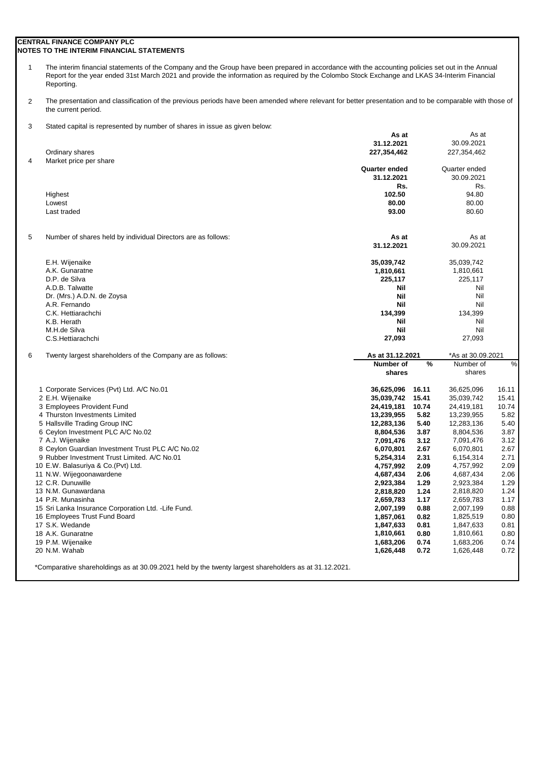**CENTRAL FINANCE COMPANY PLC**
**NOTES TO THE INTERIM FINANCIAL STATEMENTS**

1. The interim financial statements of the Company and the Group have been prepared in accordance with the accounting policies set out in the Annual Report for the year ended 31st March 2021 and provide the information as required by the Colombo Stock Exchange and LKAS 34-Interim Financial Reporting.

2. The presentation and classification of the previous periods have been amended where relevant for better presentation and to be comparable with those of the current period.

3. Stated capital is represented by number of shares in issue as given below:

| | **As at 31.12.2021** | As at 30.09.2021 |
|---|---|---|
| Ordinary shares | **227,354,462** | 227,354,462 |

4. Market price per share

| | **Quarter ended 31.12.2021 Rs.** | Quarter ended 30.09.2021 Rs. |
|---|---|---|
| Highest | **102.50** | 94.80 |
| Lowest | **80.00** | 80.00 |
| Last traded | **93.00** | 80.60 |

5. Number of shares held by individual Directors are as follows:

| | **As at 31.12.2021** | As at 30.09.2021 |
|---|---|---|
| E.H. Wijenaike | **35,039,742** | 35,039,742 |
| A.K. Gunaratne | **1,810,661** | 1,810,661 |
| D.P. de Silva | **225,117** | 225,117 |
| A.D.B. Talwatte | **Nil** | Nil |
| Dr. (Mrs.) A.D.N. de Zoysa | **Nil** | Nil |
| A.R. Fernando | **Nil** | Nil |
| C.K. Hettiarachchi | **134,399** | 134,399 |
| K.B. Herath | **Nil** | Nil |
| M.H.de Silva | **Nil** | Nil |
| C.S.Hettiarachchi | **27,093** | 27,093 |

6. Twenty largest shareholders of the Company are as follows:

| | **As at 31.12.2021** | | *As at 30.09.2021 | |
|---|---|---|---|---|
| | **Number of shares** | **%** | Number of shares | % |
| 1 Corporate Services (Pvt) Ltd. A/C No.01 | **36,625,096** | **16.11** | 36,625,096 | 16.11 |
| 2 E.H. Wijenaike | **35,039,742** | **15.41** | 35,039,742 | 15.41 |
| 3 Employees Provident Fund | **24,419,181** | **10.74** | 24,419,181 | 10.74 |
| 4 Thurston Investments Limited | **13,239,955** | **5.82** | 13,239,955 | 5.82 |
| 5 Hallsville Trading Group INC | **12,283,136** | **5.40** | 12,283,136 | 5.40 |
| 6 Ceylon Investment PLC A/C No.02 | **8,804,536** | **3.87** | 8,804,536 | 3.87 |
| 7 A.J. Wijenaike | **7,091,476** | **3.12** | 7,091,476 | 3.12 |
| 8 Ceylon Guardian Investment Trust PLC A/C No.02 | **6,070,801** | **2.67** | 6,070,801 | 2.67 |
| 9 Rubber Investment Trust Limited. A/C No.01 | **5,254,314** | **2.31** | 6,154,314 | 2.71 |
| 10 E.W. Balasuriya & Co.(Pvt) Ltd. | **4,757,992** | **2.09** | 4,757,992 | 2.09 |
| 11 N.W. Wijegoonawardene | **4,687,434** | **2.06** | 4,687,434 | 2.06 |
| 12 C.R. Dunuwille | **2,923,384** | **1.29** | 2,923,384 | 1.29 |
| 13 N.M. Gunawardana | **2,818,820** | **1.24** | 2,818,820 | 1.24 |
| 14 P.R. Munasinha | **2,659,783** | **1.17** | 2,659,783 | 1.17 |
| 15 Sri Lanka Insurance Corporation Ltd. -Life Fund. | **2,007,199** | **0.88** | 2,007,199 | 0.88 |
| 16 Employees Trust Fund Board | **1,857,061** | **0.82** | 1,825,519 | 0.80 |
| 17 S.K. Wedande | **1,847,633** | **0.81** | 1,847,633 | 0.81 |
| 18 A.K. Gunaratne | **1,810,661** | **0.80** | 1,810,661 | 0.80 |
| 19 P.M. Wijenaike | **1,683,206** | **0.74** | 1,683,206 | 0.74 |
| 20 N.M. Wahab | **1,626,448** | **0.72** | 1,626,448 | 0.72 |

*Comparative shareholdings as at 30.09.2021 held by the twenty largest shareholders as at 31.12.2021.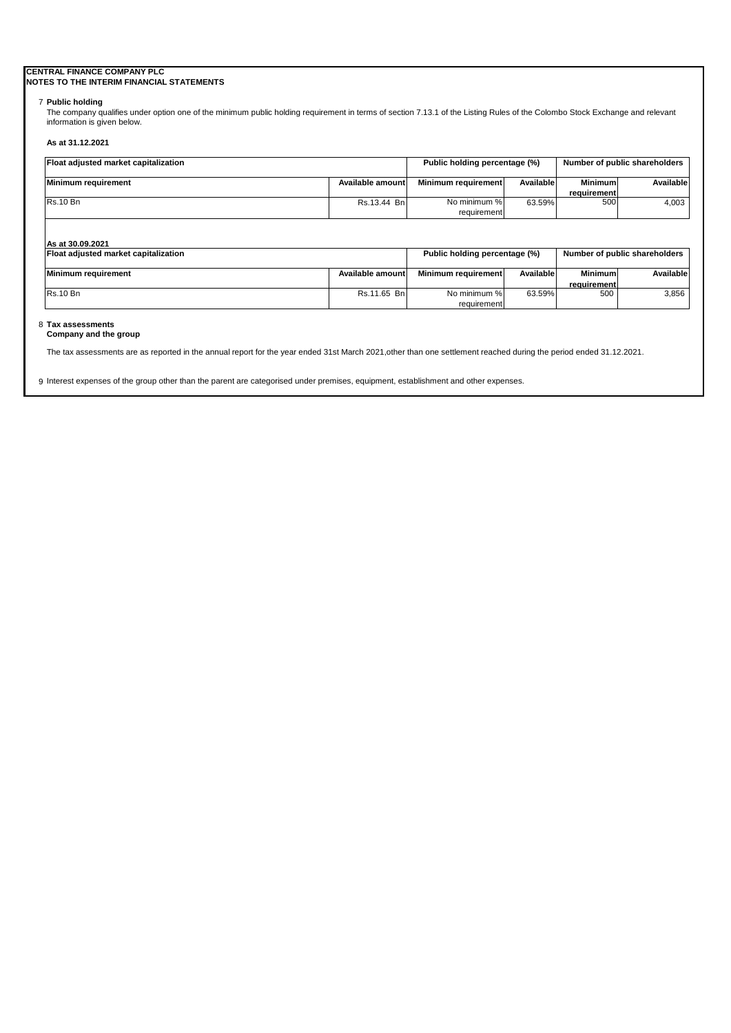**CENTRAL FINANCE COMPANY PLC**
**NOTES TO THE INTERIM FINANCIAL STATEMENTS**

7 **Public holding**

The company qualifies under option one of the minimum public holding requirement in terms of section 7.13.1 of the Listing Rules of the Colombo Stock Exchange and relevant information is given below.

**As at 31.12.2021**

| Float adjusted market capitalization | | Public holding percentage (%) | | Number of public shareholders | |
|---|---|---|---|---|---|
| **Minimum requirement** | **Available amount** | **Minimum requirement** | **Available** | **Minimum requirement** | **Available** |
| Rs.10 Bn | Rs.13.44 Bn | No minimum % requirement | 63.59% | 500 | 4,003 |

**As at 30.09.2021**

| Float adjusted market capitalization | | Public holding percentage (%) | | Number of public shareholders | |
|---|---|---|---|---|---|
| **Minimum requirement** | **Available amount** | **Minimum requirement** | **Available** | **Minimum requirement** | **Available** |
| Rs.10 Bn | Rs.11.65 Bn | No minimum % requirement | 63.59% | 500 | 3,856 |

8 **Tax assessments**
**Company and the group**

The tax assessments are as reported in the annual report for the year ended 31st March 2021,other than one settlement reached during the period ended 31.12.2021.

9 Interest expenses of the group other than the parent are categorised under premises, equipment, establishment and other expenses.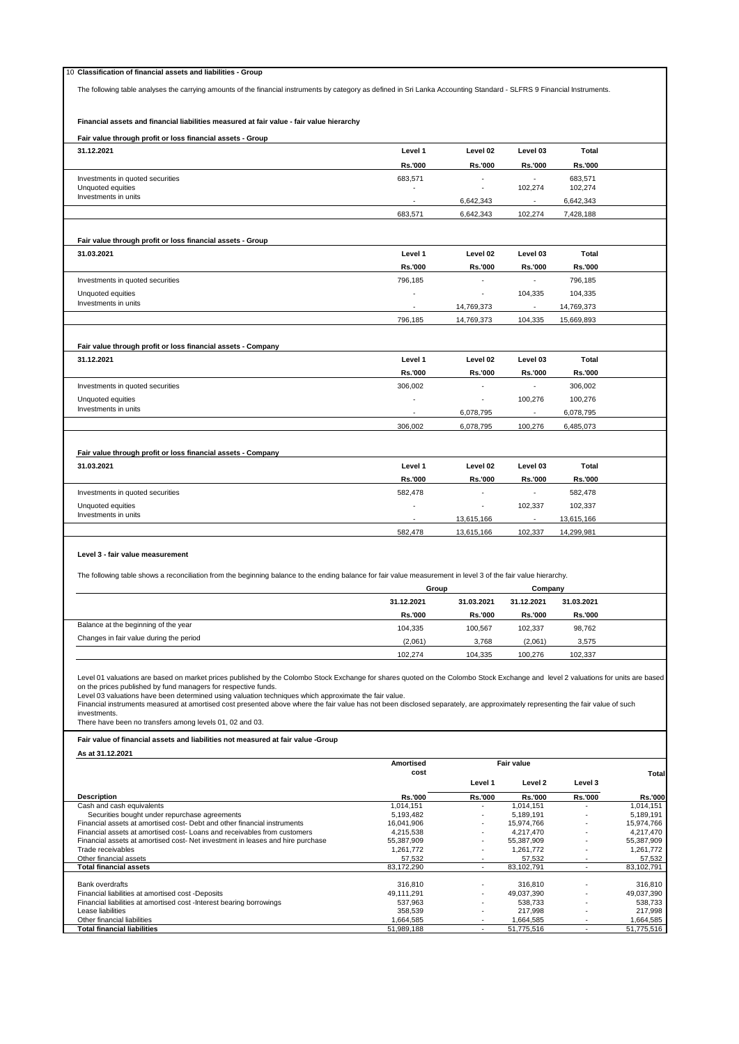## 10 Classification of financial assets and liabilities - Group

The following table analyses the carrying amounts of the financial instruments by category as defined in Sri Lanka Accounting Standard - SLFRS 9 Financial Instruments.

**Financial assets and financial liabilities measured at fair value - fair value hierarchy**

**Fair value through profit or loss financial assets - Group**

| 31.12.2021 | Level 1 | Level 02 | Level 03 | Total |
|---|---|---|---|---|
| | Rs.'000 | Rs.'000 | Rs.'000 | Rs.'000 |
| Investments in quoted securities | 683,571 | - | - | 683,571 |
| Unquoted equities | - | - | 102,274 | 102,274 |
| Investments in units | - | 6,642,343 | - | 6,642,343 |
| | 683,571 | 6,642,343 | 102,274 | 7,428,188 |

**Fair value through profit or loss financial assets - Group**

| 31.03.2021 | Level 1 | Level 02 | Level 03 | Total |
|---|---|---|---|---|
| | Rs.'000 | Rs.'000 | Rs.'000 | Rs.'000 |
| Investments in quoted securities | 796,185 | - | - | 796,185 |
| Unquoted equities | - | - | 104,335 | 104,335 |
| Investments in units | - | 14,769,373 | - | 14,769,373 |
| | 796,185 | 14,769,373 | 104,335 | 15,669,893 |

**Fair value through profit or loss financial assets - Company**

| 31.12.2021 | Level 1 | Level 02 | Level 03 | Total |
|---|---|---|---|---|
| | Rs.'000 | Rs.'000 | Rs.'000 | Rs.'000 |
| Investments in quoted securities | 306,002 | - | - | 306,002 |
| Unquoted equities | - | - | 100,276 | 100,276 |
| Investments in units | - | 6,078,795 | - | 6,078,795 |
| | 306,002 | 6,078,795 | 100,276 | 6,485,073 |

**Fair value through profit or loss financial assets - Company**

| 31.03.2021 | Level 1 | Level 02 | Level 03 | Total |
|---|---|---|---|---|
| | Rs.'000 | Rs.'000 | Rs.'000 | Rs.'000 |
| Investments in quoted securities | 582,478 | - | - | 582,478 |
| Unquoted equities | - | - | 102,337 | 102,337 |
| Investments in units | - | 13,615,166 | - | 13,615,166 |
| | 582,478 | 13,615,166 | 102,337 | 14,299,981 |

**Level 3 - fair value measurement**

The following table shows a reconciliation from the beginning balance to the ending balance for fair value measurement in level 3 of the fair value hierarchy.

| | Group | | Company | |
|---|---|---|---|---|
| | 31.12.2021 | 31.03.2021 | 31.12.2021 | 31.03.2021 |
| | Rs.'000 | Rs.'000 | Rs.'000 | Rs.'000 |
| Balance at the beginning of the year | 104,335 | 100,567 | 102,337 | 98,762 |
| Changes in fair value during the period | (2,061) | 3,768 | (2,061) | 3,575 |
| | 102,274 | 104,335 | 100,276 | 102,337 |

Level 01 valuations are based on market prices published by the Colombo Stock Exchange for shares quoted on the Colombo Stock Exchange and level 2 valuations for units are based on the prices published by fund managers for respective funds.
Level 03 valuations have been determined using valuation techniques which approximate the fair value.
Financial instruments measured at amortised cost presented above where the fair value has not been disclosed separately, are approximately representing the fair value of such investments.
There have been no transfers among levels 01, 02 and 03.

**Fair value of financial assets and liabilities not measured at fair value -Group**

**As at 31.12.2021**

| | Amortised cost | Fair value | | | Total |
|---|---|---|---|---|---|
| | | Level 1 | Level 2 | Level 3 | |
| **Description** | **Rs.'000** | **Rs.'000** | **Rs.'000** | **Rs.'000** | **Rs.'000** |
| Cash and cash equivalents | 1,014,151 | - | 1,014,151 | - | 1,014,151 |
| Securities bought under repurchase agreements | 5,193,482 | - | 5,189,191 | - | 5,189,191 |
| Financial assets at amortised cost- Debt and other financial instruments | 16,041,906 | - | 15,974,766 | - | 15,974,766 |
| Financial assets at amortised cost- Loans and receivables from customers | 4,215,538 | - | 4,217,470 | - | 4,217,470 |
| Financial assets at amortised cost- Net investment in leases and hire purchase | 55,387,909 | - | 55,387,909 | - | 55,387,909 |
| Trade receivables | 1,261,772 | - | 1,261,772 | - | 1,261,772 |
| Other financial assets | 57,532 | - | 57,532 | - | 57,532 |
| **Total financial assets** | 83,172,290 | - | 83,102,791 | - | 83,102,791 |
| | | | | | |
| Bank overdrafts | 316,810 | - | 316,810 | - | 316,810 |
| Financial liabilities at amortised cost -Deposits | 49,111,291 | - | 49,037,390 | - | 49,037,390 |
| Financial liabilities at amortised cost -Interest bearing borrowings | 537,963 | - | 538,733 | - | 538,733 |
| Lease liabilities | 358,539 | - | 217,998 | - | 217,998 |
| Other financial liabilities | 1,664,585 | - | 1,664,585 | - | 1,664,585 |
| **Total financial liabilities** | 51,989,188 | - | 51,775,516 | - | 51,775,516 |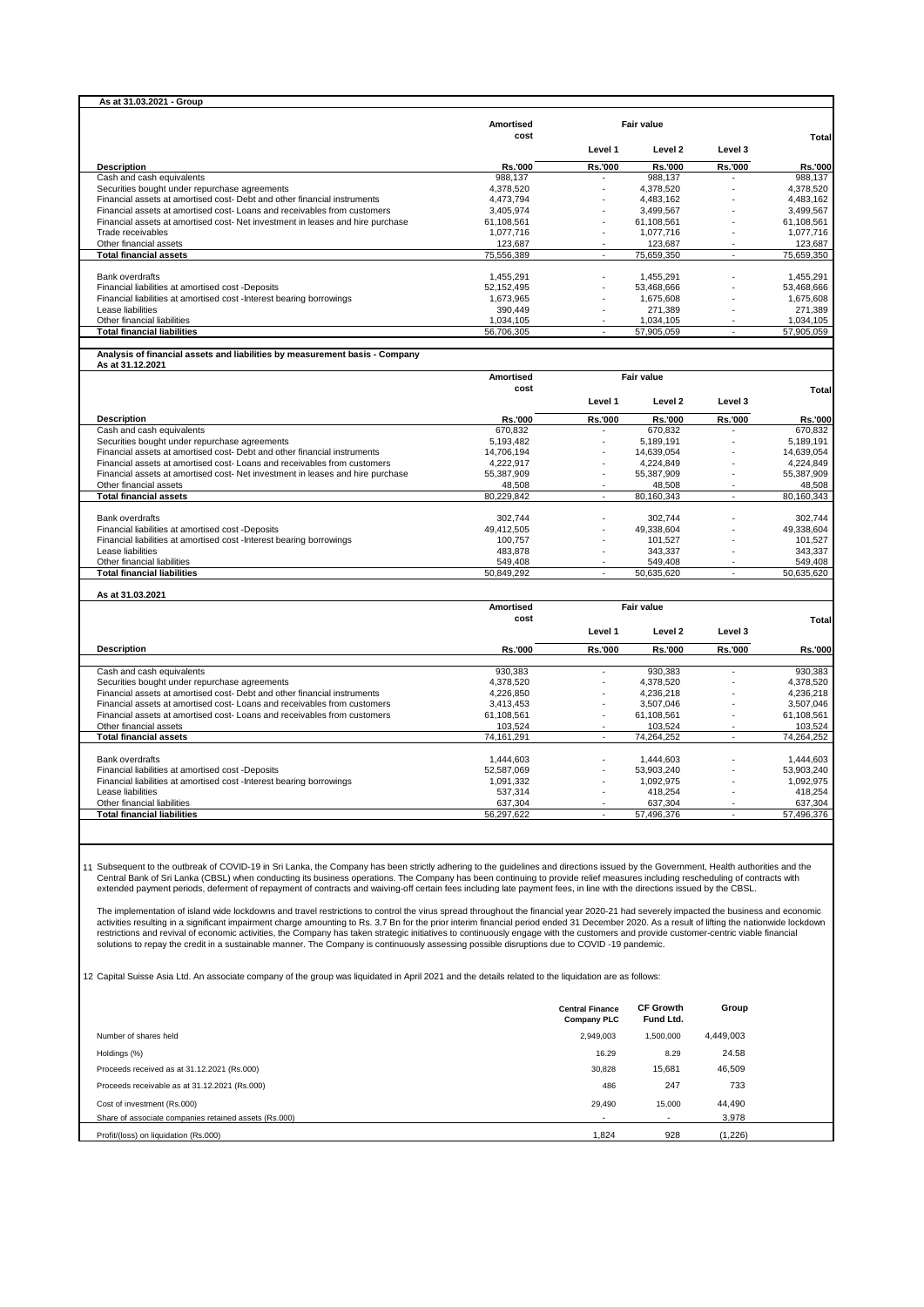**As at 31.03.2021 - Group**

| Description | Amortised cost | Fair value | | | Total |
|---|---|---|---|---|---|
| | | Level 1 | Level 2 | Level 3 | |
| | Rs.'000 | Rs.'000 | Rs.'000 | Rs.'000 | Rs.'000 |
| Cash and cash equivalents | 988,137 | - | 988,137 | - | 988,137 |
| Securities bought under repurchase agreements | 4,378,520 | - | 4,378,520 | - | 4,378,520 |
| Financial assets at amortised cost- Debt and other financial instruments | 4,473,794 | - | 4,483,162 | - | 4,483,162 |
| Financial assets at amortised cost- Loans and receivables from customers | 3,405,974 | - | 3,499,567 | - | 3,499,567 |
| Financial assets at amortised cost- Net investment in leases and hire purchase | 61,108,561 | - | 61,108,561 | - | 61,108,561 |
| Trade receivables | 1,077,716 | - | 1,077,716 | - | 1,077,716 |
| Other financial assets | 123,687 | - | 123,687 | - | 123,687 |
| **Total financial assets** | 75,556,389 | - | 75,659,350 | - | 75,659,350 |
| | | | | | |
| Bank overdrafts | 1,455,291 | - | 1,455,291 | - | 1,455,291 |
| Financial liabilities at amortised cost -Deposits | 52,152,495 | - | 53,468,666 | - | 53,468,666 |
| Financial liabilities at amortised cost -Interest bearing borrowings | 1,673,965 | - | 1,675,608 | - | 1,675,608 |
| Lease liabilities | 390,449 | - | 271,389 | - | 271,389 |
| Other financial liabilities | 1,034,105 | - | 1,034,105 | - | 1,034,105 |
| **Total financial liabilities** | 56,706,305 | - | 57,905,059 | - | 57,905,059 |

**Analysis of financial assets and liabilities by measurement basis - Company**

**As at 31.12.2021**

| Description | Amortised cost | Fair value | | | Total |
|---|---|---|---|---|---|
| | | Level 1 | Level 2 | Level 3 | |
| | Rs.'000 | Rs.'000 | Rs.'000 | Rs.'000 | Rs.'000 |
| Cash and cash equivalents | 670,832 | - | 670,832 | - | 670,832 |
| Securities bought under repurchase agreements | 5,193,482 | - | 5,189,191 | - | 5,189,191 |
| Financial assets at amortised cost- Debt and other financial instruments | 14,706,194 | - | 14,639,054 | - | 14,639,054 |
| Financial assets at amortised cost- Loans and receivables from customers | 4,222,917 | - | 4,224,849 | - | 4,224,849 |
| Financial assets at amortised cost- Net investment in leases and hire purchase | 55,387,909 | - | 55,387,909 | - | 55,387,909 |
| Other financial assets | 48,508 | - | 48,508 | - | 48,508 |
| **Total financial assets** | 80,229,842 | - | 80,160,343 | - | 80,160,343 |
| | | | | | |
| Bank overdrafts | 302,744 | - | 302,744 | - | 302,744 |
| Financial liabilities at amortised cost -Deposits | 49,412,505 | - | 49,338,604 | - | 49,338,604 |
| Financial liabilities at amortised cost -Interest bearing borrowings | 100,757 | - | 101,527 | - | 101,527 |
| Lease liabilities | 483,878 | - | 343,337 | - | 343,337 |
| Other financial liabilities | 549,408 | - | 549,408 | - | 549,408 |
| **Total financial liabilities** | 50,849,292 | - | 50,635,620 | - | 50,635,620 |

**As at 31.03.2021**

| Description | Amortised cost | Fair value | | | Total |
|---|---|---|---|---|---|
| | | Level 1 | Level 2 | Level 3 | |
| | Rs.'000 | Rs.'000 | Rs.'000 | Rs.'000 | Rs.'000 |
| Cash and cash equivalents | 930,383 | - | 930,383 | - | 930,383 |
| Securities bought under repurchase agreements | 4,378,520 | - | 4,378,520 | - | 4,378,520 |
| Financial assets at amortised cost- Debt and other financial instruments | 4,226,850 | - | 4,236,218 | - | 4,236,218 |
| Financial assets at amortised cost- Loans and receivables from customers | 3,413,453 | - | 3,507,046 | - | 3,507,046 |
| Financial assets at amortised cost- Loans and receivables from customers | 61,108,561 | - | 61,108,561 | - | 61,108,561 |
| Other financial assets | 103,524 | - | 103,524 | - | 103,524 |
| **Total financial assets** | 74,161,291 | - | 74,264,252 | - | 74,264,252 |
| | | | | | |
| Bank overdrafts | 1,444,603 | - | 1,444,603 | - | 1,444,603 |
| Financial liabilities at amortised cost -Deposits | 52,587,069 | - | 53,903,240 | - | 53,903,240 |
| Financial liabilities at amortised cost -Interest bearing borrowings | 1,091,332 | - | 1,092,975 | - | 1,092,975 |
| Lease liabilities | 537,314 | - | 418,254 | - | 418,254 |
| Other financial liabilities | 637,304 | - | 637,304 | - | 637,304 |
| **Total financial liabilities** | 56,297,622 | - | 57,496,376 | - | 57,496,376 |

11 Subsequent to the outbreak of COVID-19 in Sri Lanka, the Company has been strictly adhering to the guidelines and directions issued by the Government, Health authorities and the Central Bank of Sri Lanka (CBSL) when conducting its business operations. The Company has been continuing to provide relief measures including rescheduling of contracts with extended payment periods, deferment of repayment of contracts and waiving-off certain fees including late payment fees, in line with the directions issued by the CBSL.

The implementation of island wide lockdowns and travel restrictions to control the virus spread throughout the financial year 2020-21 had severely impacted the business and economic activities resulting in a significant impairment charge amounting to Rs. 3.7 Bn for the prior interim financial period ended 31 December 2020. As a result of lifting the nationwide lockdown restrictions and revival of economic activities, the Company has taken strategic initiatives to continuously engage with the customers and provide customer-centric viable financial solutions to repay the credit in a sustainable manner. The Company is continuously assessing possible disruptions due to COVID -19 pandemic.

12 Capital Suisse Asia Ltd. An associate company of the group was liquidated in April 2021 and the details related to the liquidation are as follows:

| | Central Finance Company PLC | CF Growth Fund Ltd. | Group |
|---|---|---|---|
| Number of shares held | 2,949,003 | 1,500,000 | 4,449,003 |
| Holdings (%) | 16.29 | 8.29 | 24.58 |
| Proceeds received as at 31.12.2021 (Rs.000) | 30,828 | 15,681 | 46,509 |
| Proceeds receivable as at 31.12.2021 (Rs.000) | 486 | 247 | 733 |
| Cost of investment (Rs.000) | 29,490 | 15,000 | 44,490 |
| Share of associate companies retained assets (Rs.000) | - | - | 3,978 |
| Profit/(loss) on liquidation (Rs.000) | 1,824 | 928 | (1,226) |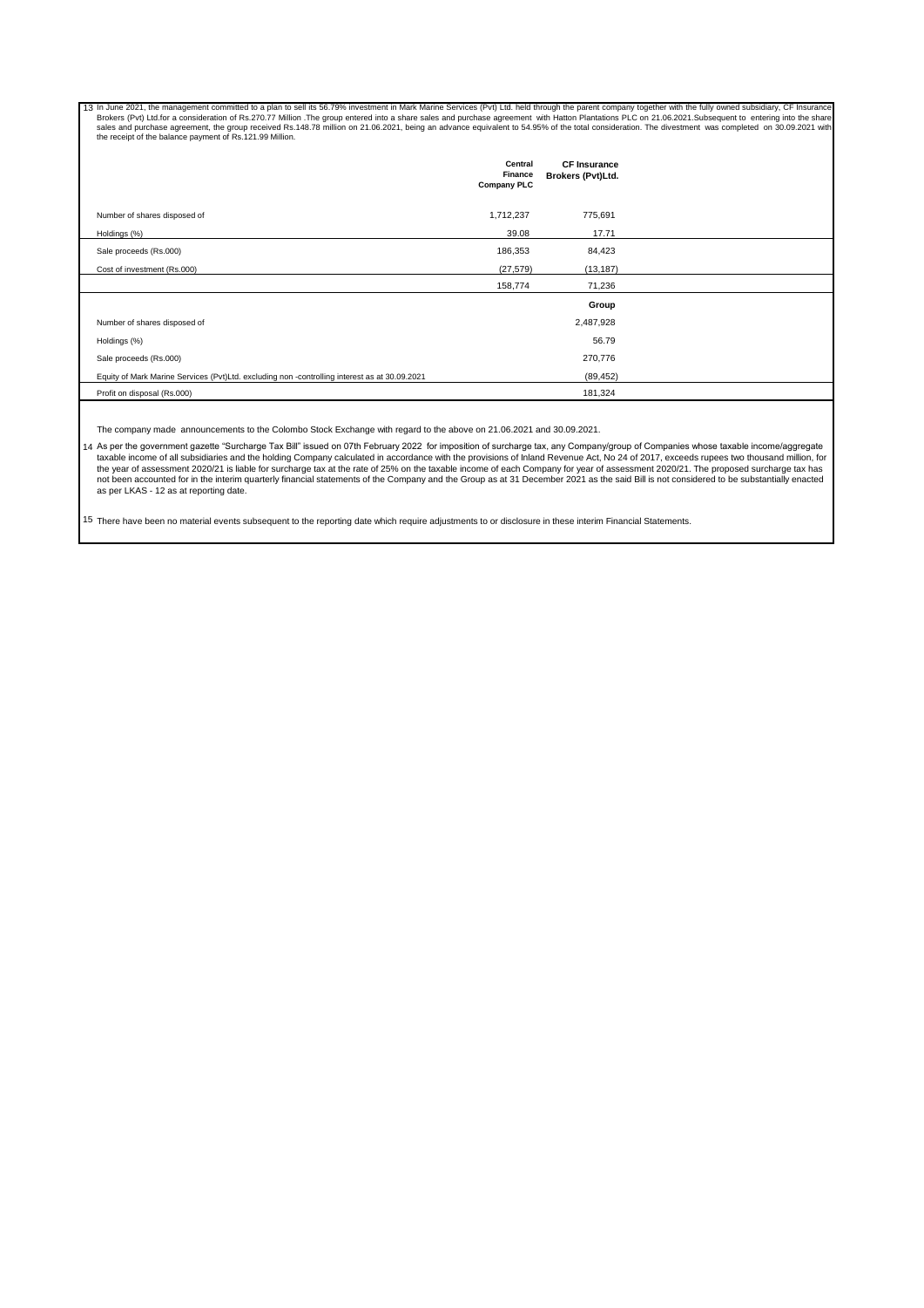13 In June 2021, the management committed to a plan to sell its 56.79% investment in Mark Marine Services (Pvt) Ltd. held through the parent company together with the fully owned subsidiary, CF Insurance Brokers (Pvt) Ltd.for a consideration of Rs.270.77 Million .The group entered into a share sales and purchase agreement with Hatton Plantations PLC on 21.06.2021.Subsequent to entering into the share sales and purchase agreement, the group received Rs.148.78 million on 21.06.2021, being an advance equivalent to 54.95% of the total consideration. The divestment was completed on 30.09.2021 with the receipt of the balance payment of Rs.121.99 Million.

| | Central Finance Company PLC | CF Insurance Brokers (Pvt)Ltd. |
|---|---|---|
| Number of shares disposed of | 1,712,237 | 775,691 |
| Holdings (%) | 39.08 | 17.71 |
| Sale proceeds (Rs.000) | 186,353 | 84,423 |
| Cost of investment (Rs.000) | (27,579) | (13,187) |
| | 158,774 | 71,236 |

| | Group |
|---|---|
| Number of shares disposed of | 2,487,928 |
| Holdings (%) | 56.79 |
| Sale proceeds (Rs.000) | 270,776 |
| Equity of Mark Marine Services (Pvt)Ltd. excluding non -controlling interest as at 30.09.2021 | (89,452) |
| Profit on disposal (Rs.000) | 181,324 |

The company made announcements to the Colombo Stock Exchange with regard to the above on 21.06.2021 and 30.09.2021.

14 As per the government gazette "Surcharge Tax Bill" issued on 07th February 2022 for imposition of surcharge tax, any Company/group of Companies whose taxable income/aggregate taxable income of all subsidiaries and the holding Company calculated in accordance with the provisions of Inland Revenue Act, No 24 of 2017, exceeds rupees two thousand million, for the year of assessment 2020/21 is liable for surcharge tax at the rate of 25% on the taxable income of each Company for year of assessment 2020/21. The proposed surcharge tax has not been accounted for in the interim quarterly financial statements of the Company and the Group as at 31 December 2021 as the said Bill is not considered to be substantially enacted as per LKAS - 12 as at reporting date.

15 There have been no material events subsequent to the reporting date which require adjustments to or disclosure in these interim Financial Statements.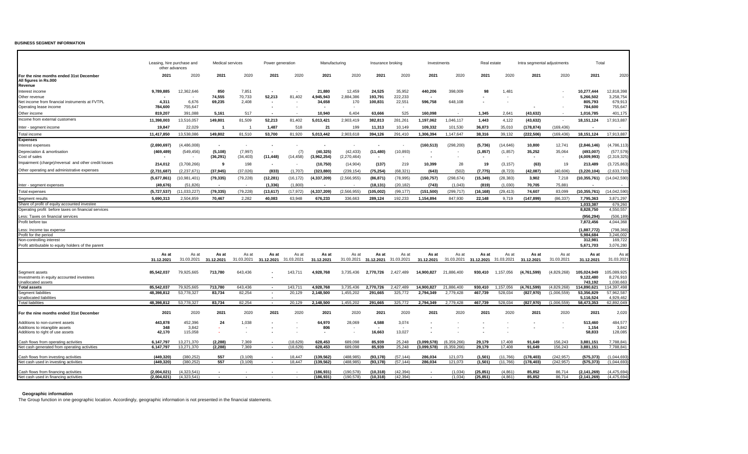**BUSINESS SEGMENT INFORMATION**

| | Leasing, hire purchase and other advances | | Medical services | | Power generation | | Manufacturing | | Insurance broking | | Investments | | Real estate | | Intra segmental adjustments | | Total | |
|---|---|---|---|---|---|---|---|---|---|---|---|---|---|---|---|---|---|---|
| **For the nine months ended 31st December** All figures in Rs.000 | **2021** | 2020 | **2021** | 2020 | **2021** | 2020 | **2021** | 2020 | **2021** | 2020 | **2021** | 2020 | **2021** | 2020 | **2021** | 2020 | **2021** | 2020 |
| **Revenue** | | | | | | | | | | | | | | | | | | |
| Interest income | **9,789,885** | 12,362,646 | **850** | 7,851 | **-** | - | **21,880** | 12,459 | **24,525** | 35,952 | **440,206** | 398,009 | **98** | 1,481 | | - | **10,277,444** | 12,818,398 |
| Other revenue | **-** | - | **74,555** | 70,733 | **52,213** | 81,402 | **4,945,943** | 2,884,386 | **193,791** | 222,233 | **-** | | **-** | - | | - | **5,266,502** | 3,258,754 |
| Net income from financial instruments at FVTPL | **4,311** | 6,676 | **69,235** | 2,408 | **-** | - | **34,658** | 170 | **100,831** | 22,551 | **596,758** | 648,108 | **-** | - | | | **805,793** | 679,913 |
| Operating lease income | **784,600** | 755,647 | | | **-** | - | **-** | - | | - | | | | | **-** | - | **784,600** | 755,647 |
| Other income | **819,207** | 391,088 | **5,161** | 517 | **-** | - | **10,940** | 6,404 | **63,666** | 525 | **160,098** | - | **1,345** | 2,641 | **(43,632)** | - | **1,016,785** | 401,175 |
| Income from external customers | **11,398,003** | 13,516,057 | **149,801** | 81,509 | **52,213** | 81,402 | **5,013,421** | 2,903,419 | **382,813** | 281,261 | **1,197,062** | 1,046,117 | **1,443** | 4,122 | **(43,632)** | - | **18,151,124** | 17,913,887 |
| Inter - segment income | **19,847** | 22,029 | **1** | 1 | **1,487** | 518 | **21** | 199 | **11,313** | 10,149 | **109,332** | 101,530 | **36,873** | 35,010 | **(178,874)** | (169,436) | **-** | - |
| Total income | **11,417,850** | 13,538,086 | **149,802** | 81,510 | **53,700** | 81,920 | **5,013,442** | 2,903,618 | **394,126** | 291,410 | **1,306,394** | 1,147,647 | **38,316** | 39,132 | **(222,506)** | (169,436) | **18,151,124** | 17,913,887 |
| **Expenses** | | | | | | | | | | | | | | | | | | |
| Interest expenses | **(2,690,697)** | (4,486,008) | **-** | - | **-** | - | **-** | - | **-** | - | **(160,513)** | (298,200) | **(5,736)** | (14,646) | **10,800** | 12,741 | **(2,846,146)** | (4,786,113) |
| Depreciation & amortisation | **(469,489)** | (549,456) | **(5,108)** | (7,997) | **-** | (7) | **(40,325)** | (42,433) | **(11,480)** | (10,893) | **-** | - | **(1,857)** | (1,857) | **35,252** | 35,064 | **(493,007)** | (577,579) |
| Cost of sales | **-** | - | **(36,291)** | (34,403) | **(11,448)** | (14,458) | **(3,962,254)** | (2,270,464) | **-** | - | **-** | - | **-** | - | **-** | - | **(4,009,993)** | (2,319,325) |
| Impairment (charge)/reversal and other credit losses | **214,012** | (3,708,266) | **9** | 198 | **-** | - | **(10,750)** | (14,904) | **(137)** | 219 | **10,399** | 28 | **19** | (3,157) | **(63)** | 19 | **213,489** | (3,725,863) |
| Other operating and administrative expenses | **(2,731,687)** | (2,237,671) | **(37,945)** | (37,026) | **(833)** | (1,707) | **(323,880)** | (239,154) | **(75,254)** | (68,321) | **(643)** | (502) | **(7,775)** | (8,723) | **(42,087)** | (40,606) | **(3,220,104)** | (2,633,710) |
| | **(5,677,861)** | (10,981,401) | **(79,335)** | (79,228) | **(12,281)** | (16,172) | **(4,337,209)** | (2,566,955) | **(86,871)** | (78,995) | **(150,757)** | (298,674) | **(15,349)** | (28,383) | **3,902** | 7,218 | **(10,355,761)** | (14,042,590) |
| Inter - segment expenses | **(49,676)** | (51,826) | **-** | - | **(1,336)** | (1,800) | **-** | - | **(18,131)** | (20,182) | **(743)** | (1,043) | **(819)** | (1,030) | **70,705** | 75,881 | **-** | - |
| Total expenses | **(5,727,537)** | (11,033,227) | **(79,335)** | (79,228) | **(13,617)** | (17,972) | **(4,337,209)** | (2,566,955) | **(105,002)** | (99,177) | **(151,500)** | (299,717) | **(16,168)** | (29,413) | **74,607** | 83,099 | **(10,355,761)** | (14,042,590) |
| Segment results | **5,690,313** | 2,504,859 | **70,467** | 2,282 | **40,083** | 63,948 | **676,233** | 336,663 | **289,124** | 192,233 | **1,154,894** | 847,930 | **22,148** | 9,719 | **(147,899)** | (86,337) | **7,795,363** | 3,871,297 |
| Share of profit of equity accounted investee | | | | | | | | | | | | | | | | | **1,033,387** | 679,260 |
| Operating profit before taxes on financial services | | | | | | | | | | | | | | | | | **8,828,750** | 4,550,557 |
| Less: Taxes on financial services | | | | | | | | | | | | | | | | | **(956,294)** | (506,189) |
| Profit before tax | | | | | | | | | | | | | | | | | **7,872,456** | 4,044,368 |
| Less: Income tax expense | | | | | | | | | | | | | | | | | **(1,887,772)** | (798,366) |
| Profit for the period | | | | | | | | | | | | | | | | | **5,984,684** | 3,246,002 |
| Non-controlling interest | | | | | | | | | | | | | | | | | **312,981** | 169,722 |
| Profit attributable to equity holders of the parent | | | | | | | | | | | | | | | | | **5,671,703** | 3,076,280 |
| | **As at 31.12.2021** | As at 31.03.2021 | **As at 31.12.2021** | As at 31.03.2021 | **As at 31.12.2021** | As at 31.03.2021 | **As at 31.12.2021** | As at 31.03.2021 | **As at 31.12.2021** | As at 31.03.2021 | **As at 31.12.2021** | As at 31.03.2021 | **As at 31.12.2021** | As at 31.03.2021 | **As at 31.12.2021** | As at 31.03.2021 | **As at 31.12.2021** | As at 31.03.2021 |
| Segment assets | **85,542,037** | 79,925,665 | **713,780** | 643,436 | **-** | 143,711 | **4,928,768** | 3,735,436 | **2,770,726** | 2,427,489 | **14,900,827** | 21,886,400 | **930,410** | 1,157,056 | **(4,761,599)** | (4,829,268) | **105,024,949** | 105,089,925 |
| Investments in equity accounted investees | | | | | **-** | | | | | | | | | | | | **9,122,480** | 8,276,910 |
| Unallocated assets | | | | | | | | | | | | | | | | | **743,192** | 1,030,663 |
| **Total assets** | **85,542,037** | 79,925,665 | **713,780** | 643,436 | **-** | 143,711 | **4,928,768** | 3,735,436 | **2,770,726** | 2,427,489 | **14,900,827** | 21,886,400 | **930,410** | 1,157,056 | **(4,761,599)** | (4,829,268) | **114,890,621** | 114,397,498 |
| Segment liabilities | **48,398,812** | 53,778,327 | **83,734** | 82,254 | **-** | 20,129 | **2,148,500** | 1,455,202 | **291,665** | 325,772 | **2,794,349** | 2,779,428 | **467,739** | 528,034 | **(827,970)** | (1,006,559) | **53,356,829** | 57,962,587 |
| Unallocated liabilities | | | | | **-** | | | | | | | | | | | | **5,116,524** | 4,929,462 |
| Total liabilities | **48,398,812** | 53,778,327 | **83,734** | 82,254 | **-** | 20,129 | **2,148,500** | 1,455,202 | **291,665** | 325,772 | **2,794,349** | 2,779,428 | **467,739** | 528,034 | **(827,970)** | (1,006,559) | **58,473,353** | 62,892,049 |
| **For the nine months ended 31st December** | **2021** | 2020 | **2021** | 2020 | **2021** | 2020 | **2021** | 2020 | **2021** | 2020 | **2021** | 2020 | **2021** | 2020 | **2021** | 2020 | **2021** | 2,020 |
| Additions to non-current assets | **443,878** | 452,396 | **24** | 1,038 | **-** | - | **64,970** | 28,069 | **4,588** | 3,074 | **-** | - | **-** | - | **-** | - | **513,460** | 484,577 |
| Additions to intangible assets | **348** | 3,842 | **-** | - | **-** | - | **806** | - | **-** | - | **-** | - | **-** | - | **-** | - | **1,154** | 3,842 |
| Additions to right of use assets | **42,170** | 115,058 | **-** | - | **-** | - | **-** | - | **16,663** | 13,027 | **-** | - | **-** | - | | | **58,833** | 128,085 |
| Cash flows from operating activities | **6,147,797** | 13,271,370 | **(2,288)** | 7,369 | **-** | (18,629) | **628,453** | 689,098 | **85,939** | 25,248 | **(3,099,578)** | (6,359,266) | **29,179** | 17,408 | **91,649** | 156,243 | **3,881,151** | 7,788,841 |
| Net cash generated from operating activities | **6,147,797** | 13,271,370 | **(2,288)** | 7,369 | **-** | (18,629) | **628,453** | 689,098 | **85,939** | 25,248 | **(3,099,578)** | (6,359,266) | **29,179** | 17,408 | **91,649** | 156,243 | **3,881,151** | 7,788,841 |
| Cash flows from investing activities | **(449,320)** | (380,252) | **557** | (3,109) | **-** | 18,447 | **(139,562)** | (488,985) | **(93,178)** | (57,144) | **286,034** | 121,073 | **(1,501)** | (11,766) | **(178,403)** | (242,957) | **(575,373)** | (1,044,693) |
| Net cash used in investing activities | **(449,320)** | (380,252) | **557** | (3,109) | **-** | 18,447 | **(139,562)** | (488,985) | **(93,178)** | (57,144) | **286,034** | 121,073 | **(1,501)** | (11,766) | **(178,403)** | (242,957) | **(575,373)** | (1,044,693) |
| Cash flows from financing activities | **(2,004,021)** | (4,323,541) | **-** | - | **-** | - | **(186,931)** | (190,578) | **(10,318)** | (42,394) | **-** | (1,034) | **(25,851)** | (4,861) | **85,852** | 86,714 | **(2,141,269)** | (4,475,694) |
| Net cash used in financing activities | **(2,004,021)** | (4,323,541) | **-** | - | **-** | - | **(186,931)** | (190,578) | **(10,318)** | (42,394) | **-** | (1,034) | **(25,851)** | (4,861) | **85,852** | 86,714 | **(2,141,269)** | (4,475,694) |

**Geographic information**

The Group function in one geographic location. Accordingly, geographic information is not presented in the financial statements.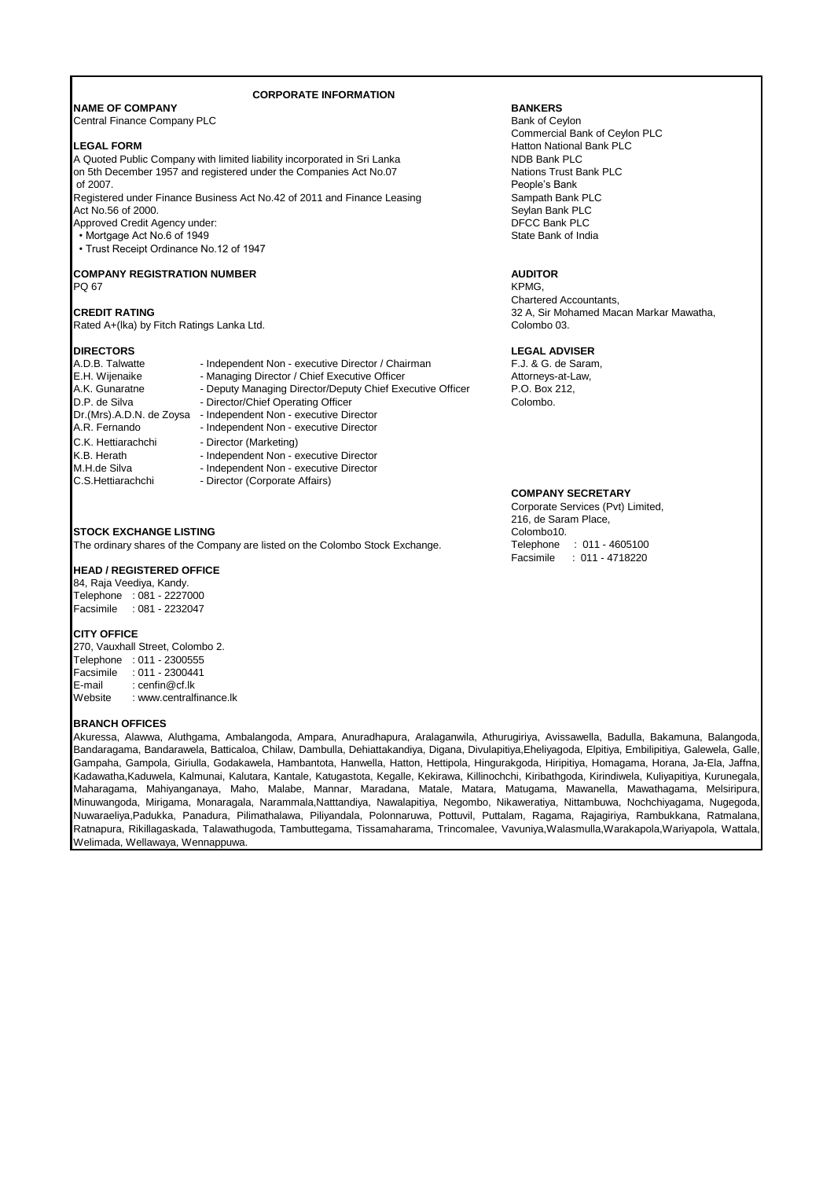# CORPORATE INFORMATION

**NAME OF COMPANY**
Central Finance Company PLC

**LEGAL FORM**
A Quoted Public Company with limited liability incorporated in Sri Lanka on 5th December 1957 and registered under the Companies Act No.07 of 2007.
Registered under Finance Business Act No.42 of 2011 and Finance Leasing Act No.56 of 2000.
Approved Credit Agency under:
- Mortgage Act No.6 of 1949
- Trust Receipt Ordinance No.12 of 1947

**COMPANY REGISTRATION NUMBER**
PQ 67

**CREDIT RATING**
Rated A+(lka) by Fitch Ratings Lanka Ltd.

**DIRECTORS**

| | |
|---|---|
| A.D.B. Talwatte | - Independent Non - executive Director / Chairman |
| E.H. Wijenaike | - Managing Director / Chief Executive Officer |
| A.K. Gunaratne | - Deputy Managing Director/Deputy Chief Executive Officer |
| D.P. de Silva | - Director/Chief Operating Officer |
| Dr.(Mrs).A.D.N. de Zoysa | - Independent Non - executive Director |
| A.R. Fernando | - Independent Non - executive Director |
| C.K. Hettiarachchi | - Director (Marketing) |
| K.B. Herath | - Independent Non - executive Director |
| M.H.de Silva | - Independent Non - executive Director |
| C.S.Hettiarachchi | - Director (Corporate Affairs) |

**STOCK EXCHANGE LISTING**
The ordinary shares of the Company are listed on the Colombo Stock Exchange.

**HEAD / REGISTERED OFFICE**
84, Raja Veediya, Kandy.
Telephone : 081 - 2227000
Facsimile : 081 - 2232047

**CITY OFFICE**
270, Vauxhall Street, Colombo 2.
Telephone : 011 - 2300555
Facsimile : 011 - 2300441
E-mail : cenfin@cf.lk
Website : www.centralfinance.lk

**BANKERS**
Bank of Ceylon
Commercial Bank of Ceylon PLC
Hatton National Bank PLC
NDB Bank PLC
Nations Trust Bank PLC
People's Bank
Sampath Bank PLC
Seylan Bank PLC
DFCC Bank PLC
State Bank of India

**AUDITOR**
KPMG,
Chartered Accountants,
32 A, Sir Mohamed Macan Markar Mawatha,
Colombo 03.

**LEGAL ADVISER**
F.J. & G. de Saram,
Attorneys-at-Law,
P.O. Box 212,
Colombo.

**COMPANY SECRETARY**
Corporate Services (Pvt) Limited,
216, de Saram Place,
Colombo10.
Telephone : 011 - 4605100
Facsimile : 011 - 4718220

**BRANCH OFFICES**
Akuressa, Alawwa, Aluthgama, Ambalangoda, Ampara, Anuradhapura, Aralaganwila, Athurugiriya, Avissawella, Badulla, Bakamuna, Balangoda, Bandaragama, Bandarawela, Batticaloa, Chilaw, Dambulla, Dehiattakandiya, Digana, Divulapitiya,Eheliyagoda, Elpitiya, Embilipitiya, Galewela, Galle, Gampaha, Gampola, Giriulla, Godakawela, Hambantota, Hanwella, Hatton, Hettipola, Hingurakgoda, Hiripitiya, Homagama, Horana, Ja-Ela, Jaffna, Kadawatha,Kaduwela, Kalmunai, Kalutara, Kantale, Katugastota, Kegalle, Kekirawa, Killinochchi, Kiribathgoda, Kirindiwela, Kuliyapitiya, Kurunegala, Maharagama, Mahiyanganaya, Maho, Malabe, Mannar, Maradana, Matale, Matara, Matugama, Mawanella, Mawathagama, Melsiripura, Minuwangoda, Mirigama, Monaragala, Narammala,Natttandiya, Nawalapitiya, Negombo, Nikaweratiya, Nittambuwa, Nochchiyagama, Nugegoda, Nuwaraeliya,Padukka, Panadura, Pilimathalawa, Piliyandala, Polonnaruwa, Pottuvil, Puttalam, Ragama, Rajagiriya, Rambukkana, Ratmalana, Ratnapura, Rikillagaskada, Talawathugoda, Tambuttegama, Tissamaharama, Trincomalee, Vavuniya,Walasmulla,Warakapola,Wariyapola, Wattala, Welimada, Wellawaya, Wennappuwa.